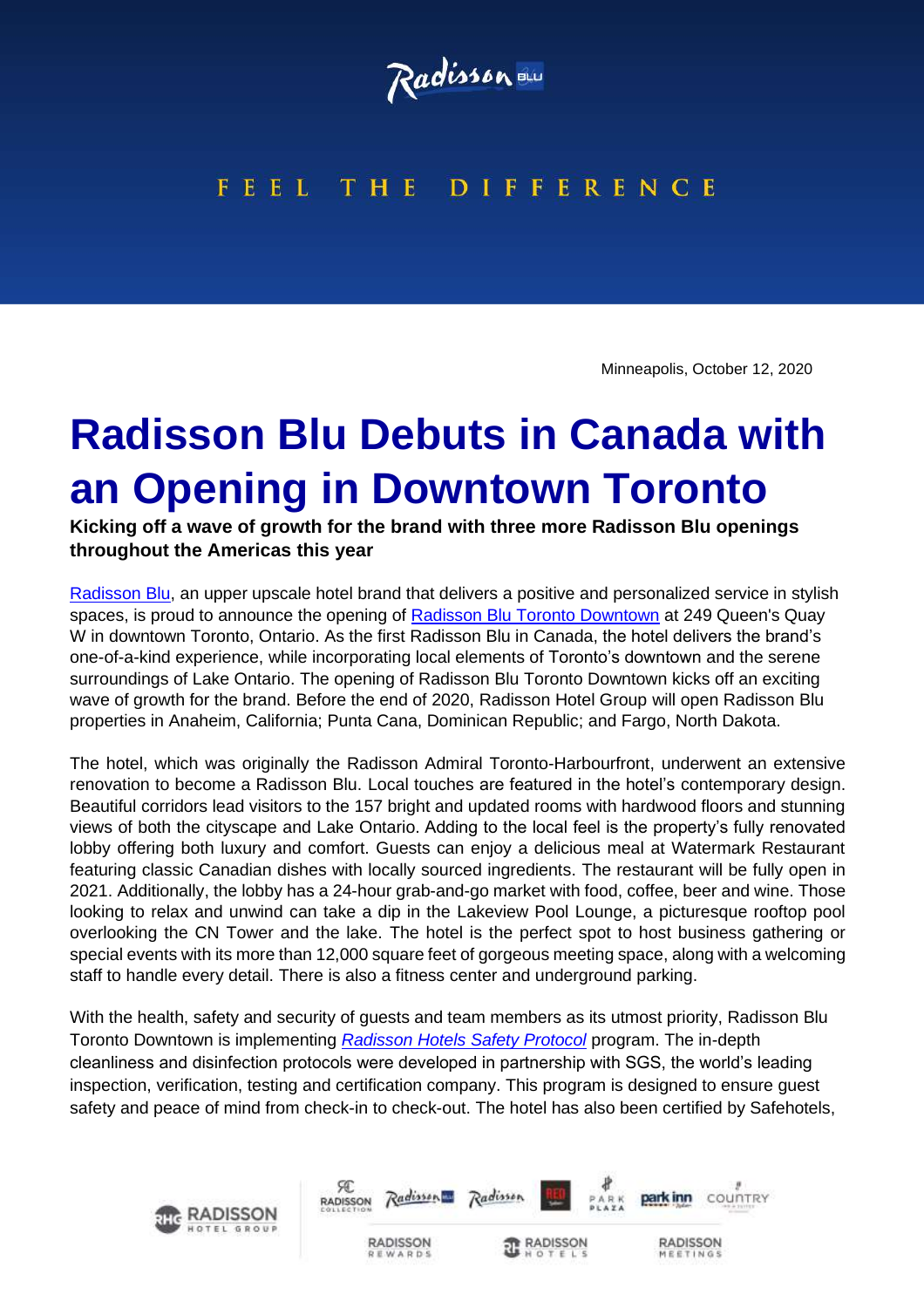FEEL THE DIFFERENCE

Minneapolis, October 12, 2020

# Radisson Blu Debuts in Canada with an Opening in Downtown Toronto

**Kicking off a wave of growth for the brand with three more Radisson Blu openings throughout the Americas this year**

Radisson Blu, an upper upscale hotel brand that delivers a positive and personalized service in stylish spaces, is proud to announce the opening of Radisson Blu Toronto Downtown at 249 Queen's Quay W in downtown Toronto, Ontario. As the first Radisson Blu in Canada, the hotel delivers the brand's one-of-a-kind experience, while incorporating local elements of Toronto's downtown and the serene surroundings of Lake Ontario. The opening of Radisson Blu Toronto Downtown kicks off an exciting wave of growth for the brand. Before the end of 2020, Radisson Hotel Group will open Radisson Blu properties in Anaheim, California; Punta Cana, Dominican Republic; and Fargo, North Dakota.

The hotel, which was originally the Radisson Admiral Toronto-Harbourfront, underwent an extensive renovation to become a Radisson Blu. Local touches are featured in the hotel's contemporary design. Beautiful corridors lead visitors to the 157 bright and updated rooms with hardwood floors and stunning views of both the cityscape and Lake Ontario. Adding to the local feel is the property's fully renovated lobby offering both luxury and comfort. Guests can enjoy a delicious meal at Watermark Restaurant featuring classic Canadian dishes with locally sourced ingredients. The restaurant will be fully open in 2021. Additionally, the lobby has a 24-hour grab-and-go market with food, coffee, beer and wine. Those looking to relax and unwind can take a dip in the Lakeview Pool Lounge, a picturesque rooftop pool overlooking the CN Tower and the lake. The hotel is the perfect spot to host business gathering or special events with its more than 12,000 square feet of gorgeous meeting space, along with a welcoming staff to handle every detail. There is also a fitness center and underground parking.

With the health, safety and security of guests and team members as its utmost priority, Radisson Blu Toronto Downtown is implementing *Radisson Hotels Safety Protocol* program. The in-depth cleanliness and disinfection protocols were developed in partnership with SGS, the world's leading inspection, verification, testing and certification company. This program is designed to ensure guest safety and peace of mind from check-in to check-out. The hotel has also been certified by Safehotels,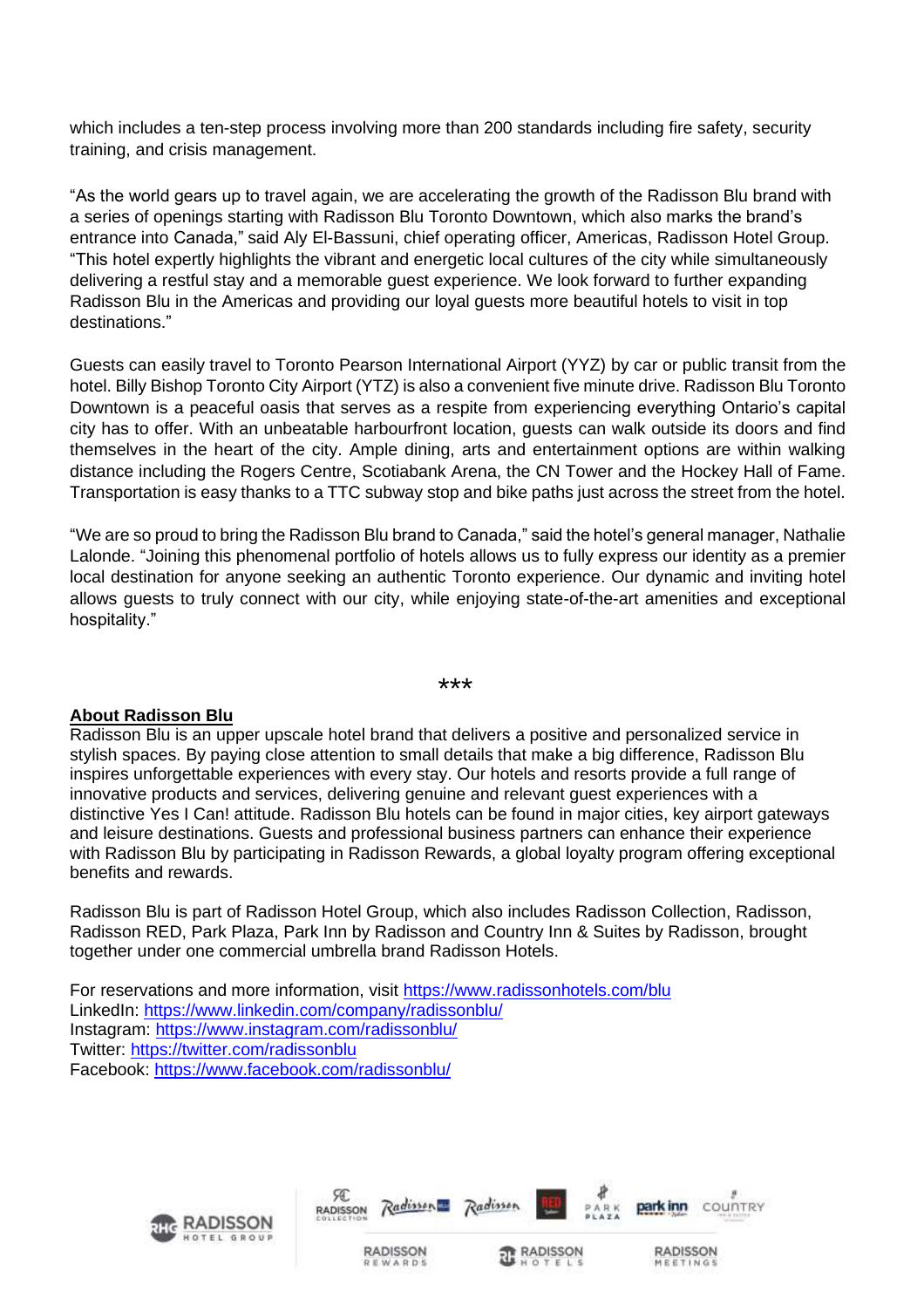which includes a ten-step process involving more than 200 standards including fire safety, security training, and crisis management.

"As the world gears up to travel again, we are accelerating the growth of the Radisson Blu brand with a series of openings starting with Radisson Blu Toronto Downtown, which also marks the brand's entrance into Canada," said Aly El-Bassuni, chief operating officer, Americas, Radisson Hotel Group. "This hotel expertly highlights the vibrant and energetic local cultures of the city while simultaneously delivering a restful stay and a memorable guest experience. We look forward to further expanding Radisson Blu in the Americas and providing our loyal guests more beautiful hotels to visit in top destinations."

Guests can easily travel to Toronto Pearson International Airport (YYZ) by car or public transit from the hotel. Billy Bishop Toronto City Airport (YTZ) is also a convenient five minute drive. Radisson Blu Toronto Downtown is a peaceful oasis that serves as a respite from experiencing everything Ontario's capital city has to offer. With an unbeatable harbourfront location, guests can walk outside its doors and find themselves in the heart of the city. Ample dining, arts and entertainment options are within walking distance including the Rogers Centre, Scotiabank Arena, the CN Tower and the Hockey Hall of Fame. Transportation is easy thanks to a TTC subway stop and bike paths just across the street from the hotel.

"We are so proud to bring the Radisson Blu brand to Canada," said the hotel's general manager, Nathalie Lalonde. "Joining this phenomenal portfolio of hotels allows us to fully express our identity as a premier local destination for anyone seeking an authentic Toronto experience. Our dynamic and inviting hotel allows guests to truly connect with our city, while enjoying state-of-the-art amenities and exceptional hospitality."

***

**About Radisson Blu**

Radisson Blu is an upper upscale hotel brand that delivers a positive and personalized service in stylish spaces. By paying close attention to small details that make a big difference, Radisson Blu inspires unforgettable experiences with every stay. Our hotels and resorts provide a full range of innovative products and services, delivering genuine and relevant guest experiences with a distinctive Yes I Can! attitude. Radisson Blu hotels can be found in major cities, key airport gateways and leisure destinations. Guests and professional business partners can enhance their experience with Radisson Blu by participating in Radisson Rewards, a global loyalty program offering exceptional benefits and rewards.

Radisson Blu is part of Radisson Hotel Group, which also includes Radisson Collection, Radisson, Radisson RED, Park Plaza, Park Inn by Radisson and Country Inn & Suites by Radisson, brought together under one commercial umbrella brand Radisson Hotels.

For reservations and more information, visit https://www.radissonhotels.com/blu
LinkedIn: https://www.linkedin.com/company/radissonblu/
Instagram: https://www.instagram.com/radissonblu/
Twitter: https://twitter.com/radissonblu
Facebook: https://www.facebook.com/radissonblu/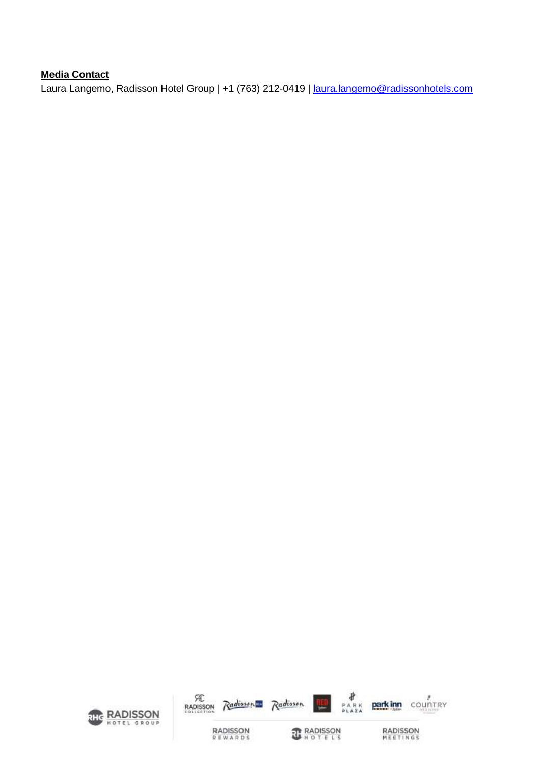**Media Contact**

Laura Langemo, Radisson Hotel Group | +1 (763) 212-0419 | laura.langemo@radissonhotels.com